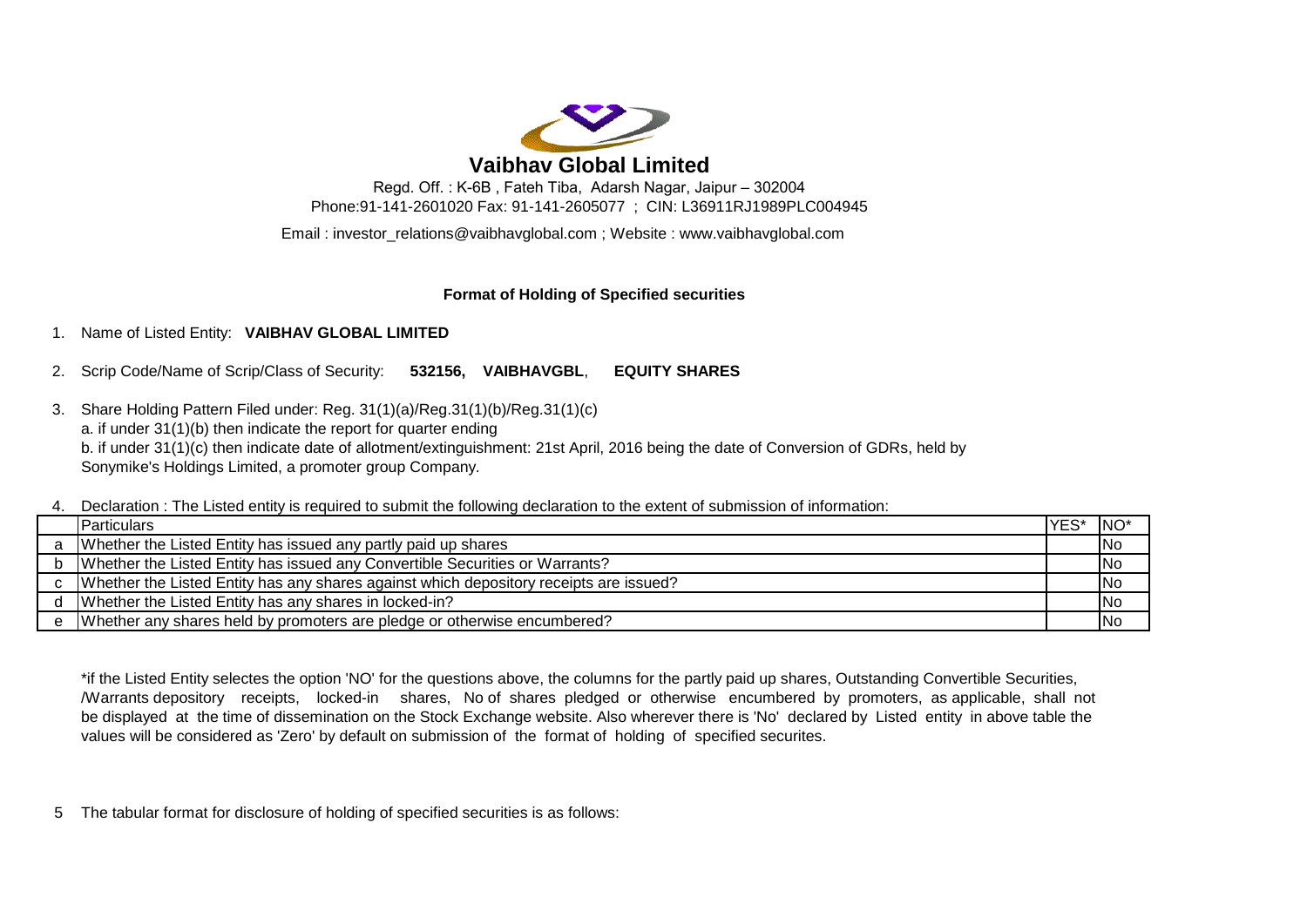# Vaibhav Global Limited

Regd. Off. : K-6B , Fateh Tiba, Adarsh Nagar, Jaipur – 302004
Phone:91-141-2601020 Fax: 91-141-2605077 ; CIN: L36911RJ1989PLC004945

Email : investor_relations@vaibhavglobal.com ; Website : www.vaibhavglobal.com

**Format of Holding of Specified securities**

1. Name of Listed Entity: **VAIBHAV GLOBAL LIMITED**

2. Scrip Code/Name of Scrip/Class of Security: **532156, VAIBHAVGBL**, **EQUITY SHARES**

3. Share Holding Pattern Filed under: Reg. 31(1)(a)/Reg.31(1)(b)/Reg.31(1)(c)
   a. if under 31(1)(b) then indicate the report for quarter ending
   b. if under 31(1)(c) then indicate date of allotment/extinguishment: 21st April, 2016 being the date of Conversion of GDRs, held by Sonymike's Holdings Limited, a promoter group Company.

4. Declaration : The Listed entity is required to submit the following declaration to the extent of submission of information:

| | Particulars | YES* | NO* |
|---|---|---|---|
| a | Whether the Listed Entity has issued any partly paid up shares | | No |
| b | Whether the Listed Entity has issued any Convertible Securities or Warrants? | | No |
| c | Whether the Listed Entity has any shares against which depository receipts are issued? | | No |
| d | Whether the Listed Entity has any shares in locked-in? | | No |
| e | Whether any shares held by promoters are pledge or otherwise encumbered? | | No |

*if the Listed Entity selectes the option 'NO' for the questions above, the columns for the partly paid up shares, Outstanding Convertible Securities, /Warrants depository receipts, locked-in shares, No of shares pledged or otherwise encumbered by promoters, as applicable, shall not be displayed at the time of dissemination on the Stock Exchange website. Also wherever there is 'No' declared by Listed entity in above table the values will be considered as 'Zero' by default on submission of the format of holding of specified securites.

5 The tabular format for disclosure of holding of specified securities is as follows: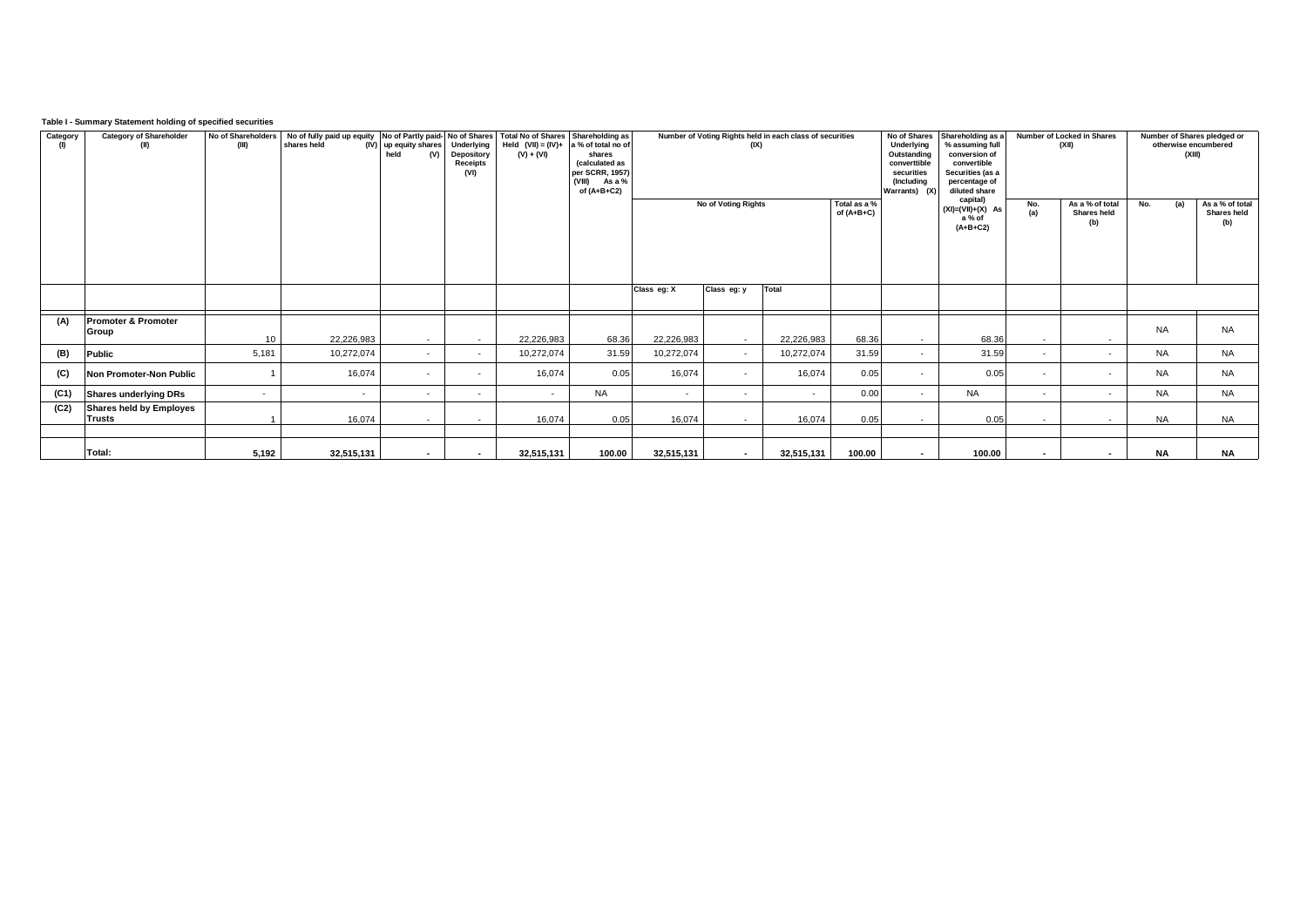**Table I - Summary Statement holding of specified securities**

| Category (I) | Category of Shareholder (II) | No of Shareholders (III) | No of fully paid up equity shares held (IV) | No of Partly paid-up equity shares held (V) | No of Shares Underlying Depository Receipts (VI) | Total No of Shares Held (VII) = (IV)+(V) + (VI) | Shareholding as a % of total no of shares (calculated as per SCRR, 1957) (VIII) As a % of (A+B+C2) | Number of Voting Rights held in each class of securities (IX) | | | | No of Shares Underlying Outstanding converttible securities (Including Warrants) (X) | Shareholding as a % assuming full conversion of convertible Securities (as a percentage of diluted share capital) (XI)=(VII)+(X) As a % of (A+B+C2) | Number of Locked in Shares (XII) | | Number of Shares pledged or otherwise encumbered (XIII) | |
|---|---|---|---|---|---|---|---|---|---|---|---|---|---|---|---|---|---|
| | | | | | | | | No of Voting Rights | | | Total as a % of (A+B+C) | | | No. (a) | As a % of total Shares held (b) | No. (a) | As a % of total Shares held (b) |
| | | | | | | | | Class eg: X | Class eg: y | Total | | | | | | | |
| (A) | **Promoter & Promoter Group** | 10 | 22,226,983 | - | - | 22,226,983 | 68.36 | 22,226,983 | - | 22,226,983 | 68.36 | - | 68.36 | - | - | NA | NA |
| (B) | **Public** | 5,181 | 10,272,074 | - | - | 10,272,074 | 31.59 | 10,272,074 | - | 10,272,074 | 31.59 | - | 31.59 | - | - | NA | NA |
| (C) | **Non Promoter-Non Public** | 1 | 16,074 | - | - | 16,074 | 0.05 | 16,074 | - | 16,074 | 0.05 | - | 0.05 | - | - | NA | NA |
| (C1) | **Shares underlying DRs** | - | - | - | - | - | NA | - | - | - | 0.00 | - | NA | - | - | NA | NA |
| (C2) | **Shares held by Employes Trusts** | 1 | 16,074 | - | - | 16,074 | 0.05 | 16,074 | - | 16,074 | 0.05 | - | 0.05 | - | - | NA | NA |
| | | | | | | | | | | | | | | | | | |
| | **Total:** | **5,192** | **32,515,131** | **-** | **-** | **32,515,131** | **100.00** | **32,515,131** | **-** | **32,515,131** | **100.00** | **-** | **100.00** | **-** | **-** | **NA** | **NA** |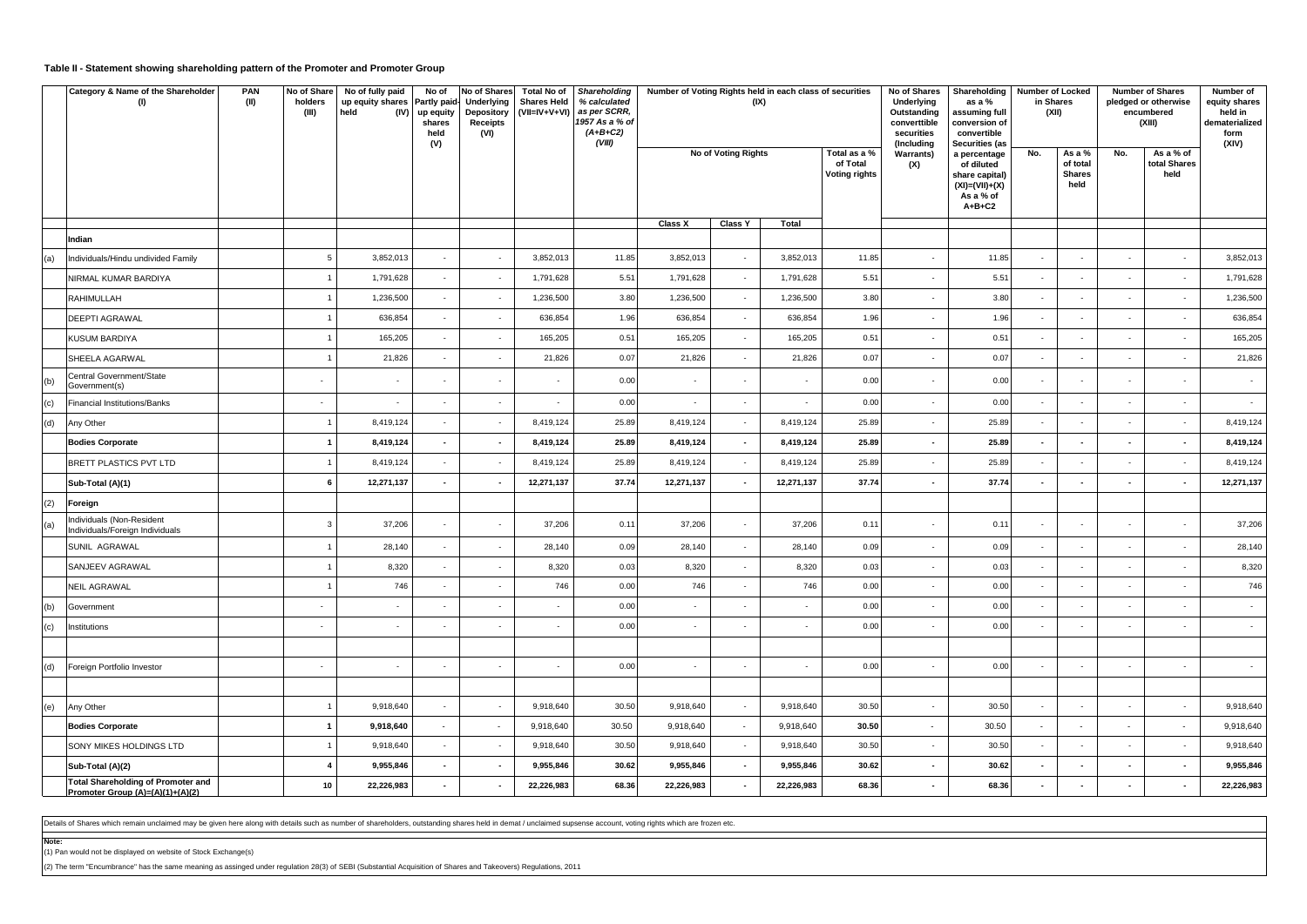**Table II - Statement showing shareholding pattern of the Promoter and Promoter Group**

| | Category & Name of the Shareholder (I) | PAN (II) | No of Share holders (III) | No of fully paid up equity shares held (IV) | No of Partly paid-up equity shares held (V) | No of Shares Underlying Depository Receipts (VI) | Total No of Shares Held (VII=IV+V+VI) | Shareholding % calculated as per SCRR, 1957 As a % of (A+B+C2) (VIII) | Number of Voting Rights held in each class of securities (IX) | | | | No of Shares Underlying Outstanding converttible securities (Including Warrants) (X) | Shareholding as a % assuming full conversion of convertible Securities (as a percentage of diluted share capital) (XI)=(VII)+(X) As a % of A+B+C2 | Number of Locked in Shares (XII) | | Number of Shares pledged or otherwise encumbered (XIII) | | Number of equity shares held in dematerialized form (XIV) |
|---|---|---|---|---|---|---|---|---|---|---|---|---|---|---|---|---|---|---|---|
| | | | | | | | | | No of Voting Rights | | | Total as a % of Total Voting rights | | | No. | As a % of total Shares held | No. | As a % of total Shares held | |
| | | | | | | | | | Class X | Class Y | Total | | | | | | | | |
| | **Indian** | | | | | | | | | | | | | | | | | | |
| (a) | Individuals/Hindu undivided Family | | 5 | 3,852,013 | - | - | 3,852,013 | 11.85 | 3,852,013 | - | 3,852,013 | 11.85 | - | 11.85 | - | - | - | - | 3,852,013 |
| | NIRMAL KUMAR BARDIYA | | 1 | 1,791,628 | - | - | 1,791,628 | 5.51 | 1,791,628 | - | 1,791,628 | 5.51 | - | 5.51 | - | - | - | - | 1,791,628 |
| | RAHIMULLAH | | 1 | 1,236,500 | - | - | 1,236,500 | 3.80 | 1,236,500 | - | 1,236,500 | 3.80 | - | 3.80 | - | - | - | - | 1,236,500 |
| | DEEPTI AGRAWAL | | 1 | 636,854 | - | - | 636,854 | 1.96 | 636,854 | - | 636,854 | 1.96 | - | 1.96 | - | - | - | - | 636,854 |
| | KUSUM BARDIYA | | 1 | 165,205 | - | - | 165,205 | 0.51 | 165,205 | - | 165,205 | 0.51 | - | 0.51 | - | - | - | - | 165,205 |
| | SHEELA AGARWAL | | 1 | 21,826 | - | - | 21,826 | 0.07 | 21,826 | - | 21,826 | 0.07 | - | 0.07 | - | - | - | - | 21,826 |
| (b) | Central Government/State Government(s) | | - | - | - | - | - | 0.00 | - | - | - | 0.00 | - | 0.00 | - | - | - | - | - |
| (c) | Financial Institutions/Banks | | - | - | - | - | - | 0.00 | - | - | - | 0.00 | - | 0.00 | - | - | - | - | - |
| (d) | Any Other | | 1 | 8,419,124 | - | - | 8,419,124 | 25.89 | 8,419,124 | - | 8,419,124 | 25.89 | - | 25.89 | - | - | - | - | 8,419,124 |
| | **Bodies Corporate** | | **1** | **8,419,124** | **-** | **-** | **8,419,124** | **25.89** | **8,419,124** | **-** | **8,419,124** | **25.89** | **-** | **25.89** | **-** | **-** | **-** | **-** | **8,419,124** |
| | BRETT PLASTICS PVT LTD | | 1 | 8,419,124 | - | - | 8,419,124 | 25.89 | 8,419,124 | - | 8,419,124 | 25.89 | - | 25.89 | - | - | - | - | 8,419,124 |
| | **Sub-Total (A)(1)** | | **6** | **12,271,137** | **-** | **-** | **12,271,137** | **37.74** | **12,271,137** | **-** | **12,271,137** | **37.74** | **-** | **37.74** | **-** | **-** | **-** | **-** | **12,271,137** |
| (2) | **Foreign** | | | | | | | | | | | | | | | | | | |
| (a) | Individuals (Non-Resident Individuals/Foreign Individuals | | 3 | 37,206 | - | - | 37,206 | 0.11 | 37,206 | - | 37,206 | 0.11 | - | 0.11 | - | - | - | - | 37,206 |
| | SUNIL AGRAWAL | | 1 | 28,140 | - | - | 28,140 | 0.09 | 28,140 | - | 28,140 | 0.09 | - | 0.09 | - | - | - | - | 28,140 |
| | SANJEEV AGRAWAL | | 1 | 8,320 | - | - | 8,320 | 0.03 | 8,320 | - | 8,320 | 0.03 | - | 0.03 | - | - | - | - | 8,320 |
| | NEIL AGRAWAL | | 1 | 746 | - | - | 746 | 0.00 | 746 | - | 746 | 0.00 | - | 0.00 | - | - | - | - | 746 |
| (b) | Government | | - | - | - | - | - | 0.00 | - | - | - | 0.00 | - | 0.00 | - | - | - | - | - |
| (c) | Institutions | | - | - | - | - | - | 0.00 | - | - | - | 0.00 | - | 0.00 | - | - | - | - | - |
| | | | | | | | | | | | | | | | | | | | |
| (d) | Foreign Portfolio Investor | | - | - | - | - | - | 0.00 | - | - | - | 0.00 | - | 0.00 | - | - | - | - | - |
| | | | | | | | | | | | | | | | | | | | |
| (e) | Any Other | | 1 | 9,918,640 | - | - | 9,918,640 | 30.50 | 9,918,640 | - | 9,918,640 | 30.50 | - | 30.50 | - | - | - | - | 9,918,640 |
| | **Bodies Corporate** | | **1** | **9,918,640** | - | - | 9,918,640 | 30.50 | 9,918,640 | - | 9,918,640 | **30.50** | - | 30.50 | - | - | - | - | 9,918,640 |
| | SONY MIKES HOLDINGS LTD | | 1 | 9,918,640 | - | - | 9,918,640 | 30.50 | 9,918,640 | - | 9,918,640 | 30.50 | - | 30.50 | - | - | - | - | 9,918,640 |
| | **Sub-Total (A)(2)** | | **4** | **9,955,846** | **-** | **-** | **9,955,846** | **30.62** | **9,955,846** | **-** | **9,955,846** | **30.62** | **-** | **30.62** | **-** | **-** | **-** | **-** | **9,955,846** |
| | **Total Shareholding of Promoter and Promoter Group (A)=(A)(1)+(A)(2)** | | **10** | **22,226,983** | **-** | **-** | **22,226,983** | **68.36** | **22,226,983** | **-** | **22,226,983** | **68.36** | **-** | **68.36** | **-** | **-** | **-** | **-** | **22,226,983** |

Details of Shares which remain unclaimed may be given here along with details such as number of shareholders, outstanding shares held in demat / unclaimed supsense account, voting rights which are frozen etc.

**Note:**

(1) Pan would not be displayed on website of Stock Exchange(s)

(2) The term "Encumbrance" has the same meaning as assinged under regulation 28(3) of SEBI (Substantial Acquisition of Shares and Takeovers) Regulations, 2011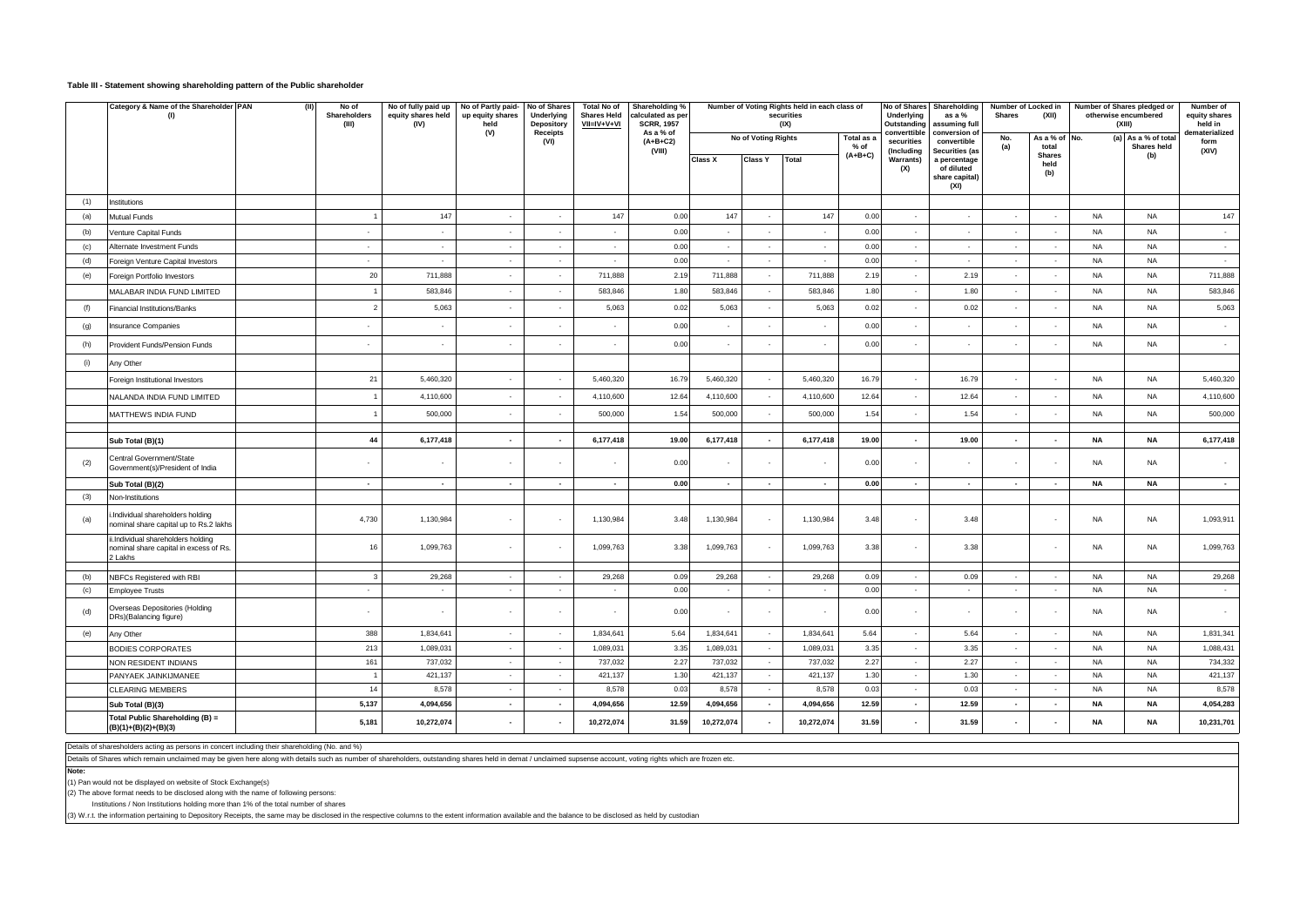**Table III - Statement showing shareholding pattern of the Public shareholder**

| | Category & Name of the Shareholder (I) | PAN (II) | No of Shareholders (III) | No of fully paid up equity shares held (IV) | No of Partly paid-up equity shares held (V) | No of Shares Underlying Depository Receipts (VI) | Total No of Shares Held VII=IV+V+VI | Shareholding % calculated as per SCRR, 1957 As a % of (A+B+C2) (VIII) | Number of Voting Rights held in each class of securities (IX) | | | | No of Shares Underlying Outstanding converttible securities (Including Warrants) (X) | Shareholding as a % assuming full conversion of convertible Securities (as a percentage of diluted share capital) (XI) | Number of Locked in Shares (XII) | | Number of Shares pledged or otherwise encumbered (XIII) | | Number of equity shares held in dematerialized form (XIV) |
|---|---|---|---|---|---|---|---|---|---|---|---|---|---|---|---|---|---|---|---|
| | | | | | | | | | No of Voting Rights | | | Total as a % of (A+B+C) | | | No. (a) | As a % of total Shares held (b) | No. (a) | As a % of total Shares held (b) | |
| | | | | | | | | | Class X | Class Y | Total | | | | | | | | |
| (1) | Institutions | | | | | | | | | | | | | | | | | | |
| (a) | Mutual Funds | | 1 | 147 | - | - | 147 | 0.00 | 147 | - | 147 | 0.00 | - | - | - | - | NA | NA | 147 |
| (b) | Venture Capital Funds | | - | - | - | - | - | 0.00 | - | - | - | 0.00 | - | - | - | - | NA | NA | - |
| (c) | Alternate Investment Funds | | - | - | - | - | - | 0.00 | - | - | - | 0.00 | - | - | - | - | NA | NA | - |
| (d) | Foreign Venture Capital Investors | | - | - | - | - | - | 0.00 | - | - | - | 0.00 | - | - | - | - | NA | NA | - |
| (e) | Foreign Portfolio Investors | | 20 | 711,888 | - | - | 711,888 | 2.19 | 711,888 | - | 711,888 | 2.19 | - | 2.19 | - | - | NA | NA | 711,888 |
| | MALABAR INDIA FUND LIMITED | | 1 | 583,846 | - | - | 583,846 | 1.80 | 583,846 | - | 583,846 | 1.80 | - | 1.80 | - | - | NA | NA | 583,846 |
| (f) | Financial Institutions/Banks | | 2 | 5,063 | - | - | 5,063 | 0.02 | 5,063 | - | 5,063 | 0.02 | - | 0.02 | - | - | NA | NA | 5,063 |
| (g) | Insurance Companies | | - | - | - | - | - | 0.00 | - | - | - | 0.00 | - | - | - | - | NA | NA | - |
| (h) | Provident Funds/Pension Funds | | - | - | - | - | - | 0.00 | - | - | - | 0.00 | - | - | - | - | NA | NA | - |
| (i) | Any Other | | | | | | | | | | | | | | | | | | |
| | Foreign Institutional Investors | | 21 | 5,460,320 | - | - | 5,460,320 | 16.79 | 5,460,320 | - | 5,460,320 | 16.79 | - | 16.79 | - | - | NA | NA | 5,460,320 |
| | NALANDA INDIA FUND LIMITED | | 1 | 4,110,600 | - | - | 4,110,600 | 12.64 | 4,110,600 | - | 4,110,600 | 12.64 | - | 12.64 | - | - | NA | NA | 4,110,600 |
| | MATTHEWS INDIA FUND | | 1 | 500,000 | - | - | 500,000 | 1.54 | 500,000 | - | 500,000 | 1.54 | - | 1.54 | - | - | NA | NA | 500,000 |
| | **Sub Total (B)(1)** | | **44** | **6,177,418** | **-** | **-** | **6,177,418** | **19.00** | **6,177,418** | **-** | **6,177,418** | **19.00** | **-** | **19.00** | **-** | **-** | **NA** | **NA** | **6,177,418** |
| (2) | Central Government/State Government(s)/President of India | | - | - | - | - | - | 0.00 | - | - | - | 0.00 | - | - | - | - | NA | NA | - |
| | **Sub Total (B)(2)** | | **-** | **-** | **-** | **-** | **-** | **0.00** | **-** | **-** | **-** | **0.00** | **-** | **-** | **-** | **-** | **NA** | **NA** | **-** |
| (3) | Non-Institutions | | | | | | | | | | | | | | | | | | |
| (a) | i.Individual shareholders holding nominal share capital up to Rs.2 lakhs | | 4,730 | 1,130,984 | - | - | 1,130,984 | 3.48 | 1,130,984 | - | 1,130,984 | 3.48 | - | 3.48 | | - | NA | NA | 1,093,911 |
| | ii.Individual shareholders holding nominal share capital in excess of Rs. 2 Lakhs | | 16 | 1,099,763 | - | - | 1,099,763 | 3.38 | 1,099,763 | - | 1,099,763 | 3.38 | - | 3.38 | | - | NA | NA | 1,099,763 |
| (b) | NBFCs Registered with RBI | | 3 | 29,268 | - | - | 29,268 | 0.09 | 29,268 | - | 29,268 | 0.09 | - | 0.09 | - | - | NA | NA | 29,268 |
| (c) | Employee Trusts | | - | - | - | - | - | 0.00 | - | - | - | 0.00 | - | - | - | - | NA | NA | - |
| (d) | Overseas Depositories (Holding DRs)(Balancing figure) | | - | - | - | - | - | 0.00 | - | - | - | 0.00 | - | - | - | - | NA | NA | - |
| (e) | Any Other | | 388 | 1,834,641 | - | - | 1,834,641 | 5.64 | 1,834,641 | - | 1,834,641 | 5.64 | - | 5.64 | - | - | NA | NA | 1,831,341 |
| | BODIES CORPORATES | | 213 | 1,089,031 | - | - | 1,089,031 | 3.35 | 1,089,031 | - | 1,089,031 | 3.35 | - | 3.35 | - | - | NA | NA | 1,088,431 |
| | NON RESIDENT INDIANS | | 161 | 737,032 | - | - | 737,032 | 2.27 | 737,032 | - | 737,032 | 2.27 | - | 2.27 | - | - | NA | NA | 734,332 |
| | PANYAEK JAINKIJMANEE | | 1 | 421,137 | - | - | 421,137 | 1.30 | 421,137 | - | 421,137 | 1.30 | - | 1.30 | - | - | NA | NA | 421,137 |
| | CLEARING MEMBERS | | 14 | 8,578 | - | - | 8,578 | 0.03 | 8,578 | - | 8,578 | 0.03 | - | 0.03 | - | - | NA | NA | 8,578 |
| | **Sub Total (B)(3)** | | **5,137** | **4,094,656** | **-** | **-** | **4,094,656** | **12.59** | **4,094,656** | **-** | **4,094,656** | **12.59** | **-** | **12.59** | **-** | **-** | **NA** | **NA** | **4,054,283** |
| | **Total Public Shareholding (B) = (B)(1)+(B)(2)+(B)(3)** | | **5,181** | **10,272,074** | **-** | **-** | **10,272,074** | **31.59** | **10,272,074** | **-** | **10,272,074** | **31.59** | **-** | **31.59** | **-** | **-** | **NA** | **NA** | **10,231,701** |

Details of sharesholders acting as persons in concert including their shareholding (No. and %)

Details of Shares which remain unclaimed may be given here along with details such as number of shareholders, outstanding shares held in demat / unclaimed supsense account, voting rights which are frozen etc.

**Note:**

(1) Pan would not be displayed on website of Stock Exchange(s)

(2) The above format needs to be disclosed along with the name of following persons:

Institutions / Non Institutions holding more than 1% of the total number of shares

(3) W.r.t. the information pertaining to Depository Receipts, the same may be disclosed in the respective columns to the extent information available and the balance to be disclosed as held by custodian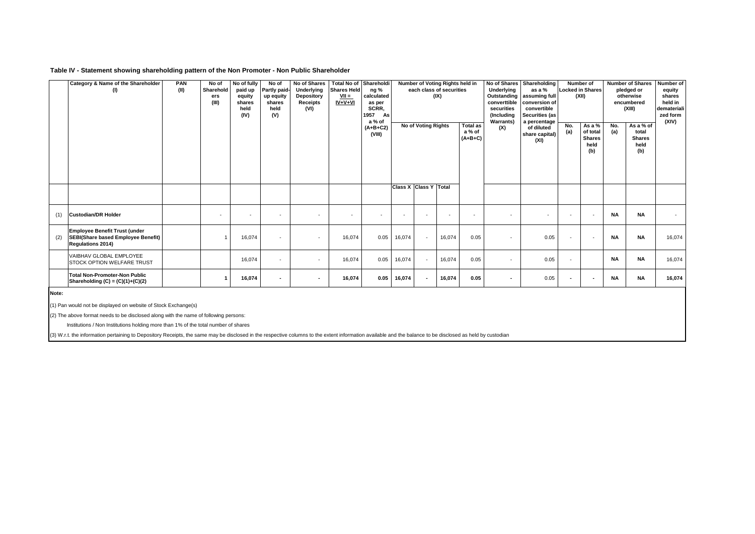**Table IV - Statement showing shareholding pattern of the Non Promoter - Non Public Shareholder**

| | Category & Name of the Shareholder (I) | PAN (II) | No of Shareholders (III) | No of fully paid up equity shares held (IV) | No of Partly paid-up equity shares held (V) | No of Shares Underlying Depository Receipts (VI) | Total No of Shares Held VII = IV+V+VI | Shareholding % calculated as per SCRR, 1957 As a % of (A+B+C2) (VIII) | Number of Voting Rights held in each class of securities (IX) | | | | No of Shares Underlying Outstanding converttible securities (Including Warrants) (X) | Shareholding as a % assuming full conversion of convertible Securities (as a percentage of diluted share capital) (XI) | Number of Locked in Shares (XII) | | Number of Shares pledged or otherwise encumbered (XIII) | | Number of equity shares held in dematerialized form (XIV) |
|---|---|---|---|---|---|---|---|---|---|---|---|---|---|---|---|---|---|---|---|
| | | | | | | | | | No of Voting Rights | | | Total as a % of (A+B+C) | | | No. (a) | As a % of total Shares held (b) | No. (a) | As a % of total Shares held (b) | |
| | | | | | | | | | Class X | Class Y | Total | | | | | | | | |
| (1) | **Custodian/DR Holder** | | - | - | - | - | - | - | - | - | - | - | - | - | - | - | NA | NA | - |
| (2) | **Employee Benefit Trust (under SEBI(Share based Employee Benefit) Regulations 2014)** | | 1 | 16,074 | - | - | 16,074 | 0.05 | 16,074 | - | 16,074 | 0.05 | - | 0.05 | - | - | NA | NA | 16,074 |
| | VAIBHAV GLOBAL EMPLOYEE STOCK OPTION WELFARE TRUST | | | 16,074 | - | - | 16,074 | 0.05 | 16,074 | - | 16,074 | 0.05 | - | 0.05 | - | | NA | NA | 16,074 |
| | **Total Non-Promoter-Non Public Shareholding (C) = (C)(1)+(C)(2)** | | **1** | **16,074** | **-** | **-** | **16,074** | **0.05** | **16,074** | **-** | **16,074** | **0.05** | **-** | 0.05 | **-** | **-** | **NA** | **NA** | **16,074** |

**Note:**

(1) Pan would not be displayed on website of Stock Exchange(s)

(2) The above format needs to be disclosed along with the name of following persons:

Institutions / Non Institutions holding more than 1% of the total number of shares

(3) W.r.t. the information pertaining to Depository Receipts, the same may be disclosed in the respective columns to the extent information available and the balance to be disclosed as held by custodian